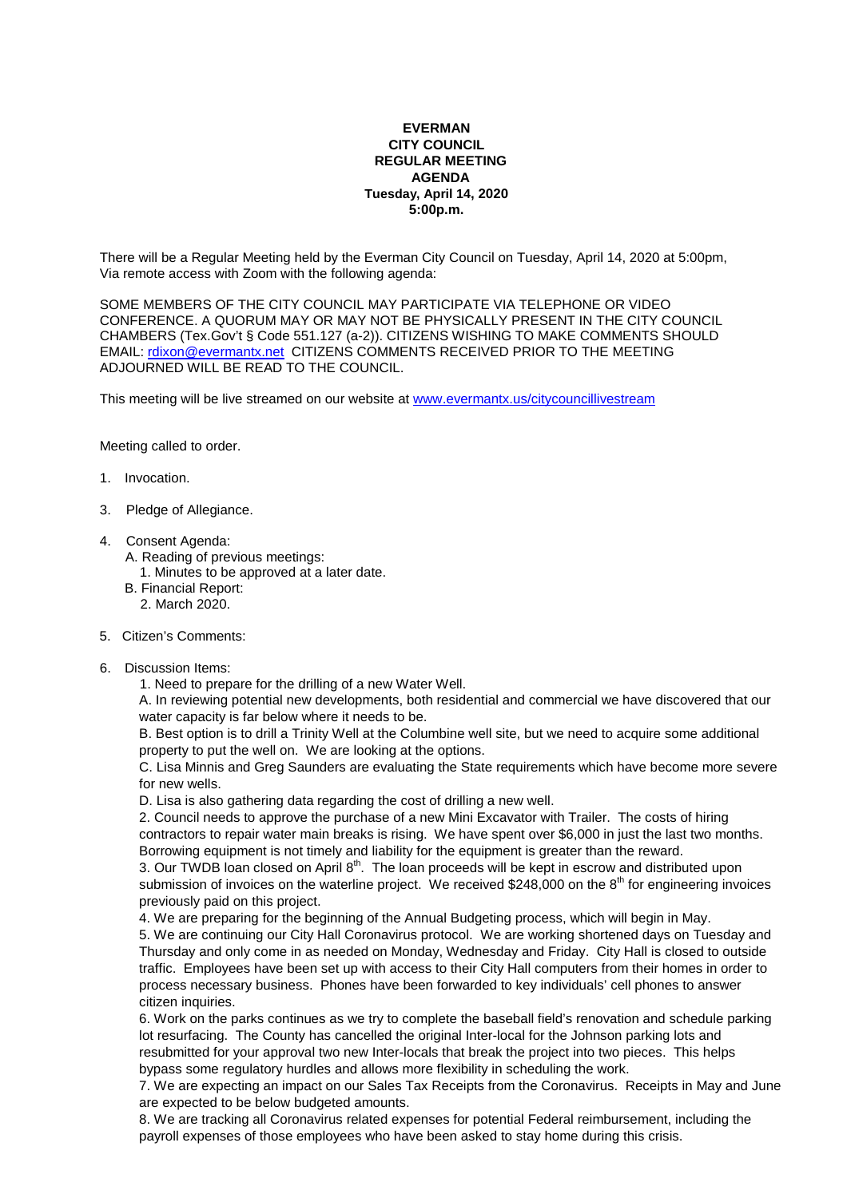**EVERMAN**
**CITY COUNCIL**
**REGULAR MEETING**
**AGENDA**
**Tuesday, April 14, 2020**
**5:00p.m.**

There will be a Regular Meeting held by the Everman City Council on Tuesday, April 14, 2020 at 5:00pm, Via remote access with Zoom with the following agenda:

SOME MEMBERS OF THE CITY COUNCIL MAY PARTICIPATE VIA TELEPHONE OR VIDEO CONFERENCE. A QUORUM MAY OR MAY NOT BE PHYSICALLY PRESENT IN THE CITY COUNCIL CHAMBERS (Tex.Gov't § Code 551.127 (a-2)). CITIZENS WISHING TO MAKE COMMENTS SHOULD EMAIL: rdixon@evermantx.net CITIZENS COMMENTS RECEIVED PRIOR TO THE MEETING ADJOURNED WILL BE READ TO THE COUNCIL.

This meeting will be live streamed on our website at www.evermantx.us/citycouncillivestream

Meeting called to order.

1. Invocation.

3. Pledge of Allegiance.

4. Consent Agenda:
   A. Reading of previous meetings:
      1. Minutes to be approved at a later date.
   B. Financial Report:
      2. March 2020.

5. Citizen's Comments:

6. Discussion Items:

   1. Need to prepare for the drilling of a new Water Well.

   A. In reviewing potential new developments, both residential and commercial we have discovered that our water capacity is far below where it needs to be.

   B. Best option is to drill a Trinity Well at the Columbine well site, but we need to acquire some additional property to put the well on. We are looking at the options.

   C. Lisa Minnis and Greg Saunders are evaluating the State requirements which have become more severe for new wells.

   D. Lisa is also gathering data regarding the cost of drilling a new well.

   2. Council needs to approve the purchase of a new Mini Excavator with Trailer. The costs of hiring contractors to repair water main breaks is rising. We have spent over $6,000 in just the last two months. Borrowing equipment is not timely and liability for the equipment is greater than the reward.

   3. Our TWDB loan closed on April 8th. The loan proceeds will be kept in escrow and distributed upon submission of invoices on the waterline project. We received $248,000 on the 8th for engineering invoices previously paid on this project.

   4. We are preparing for the beginning of the Annual Budgeting process, which will begin in May.

   5. We are continuing our City Hall Coronavirus protocol. We are working shortened days on Tuesday and Thursday and only come in as needed on Monday, Wednesday and Friday. City Hall is closed to outside traffic. Employees have been set up with access to their City Hall computers from their homes in order to process necessary business. Phones have been forwarded to key individuals' cell phones to answer citizen inquiries.

   6. Work on the parks continues as we try to complete the baseball field's renovation and schedule parking lot resurfacing. The County has cancelled the original Inter-local for the Johnson parking lots and resubmitted for your approval two new Inter-locals that break the project into two pieces. This helps bypass some regulatory hurdles and allows more flexibility in scheduling the work.

   7. We are expecting an impact on our Sales Tax Receipts from the Coronavirus. Receipts in May and June are expected to be below budgeted amounts.

   8. We are tracking all Coronavirus related expenses for potential Federal reimbursement, including the payroll expenses of those employees who have been asked to stay home during this crisis.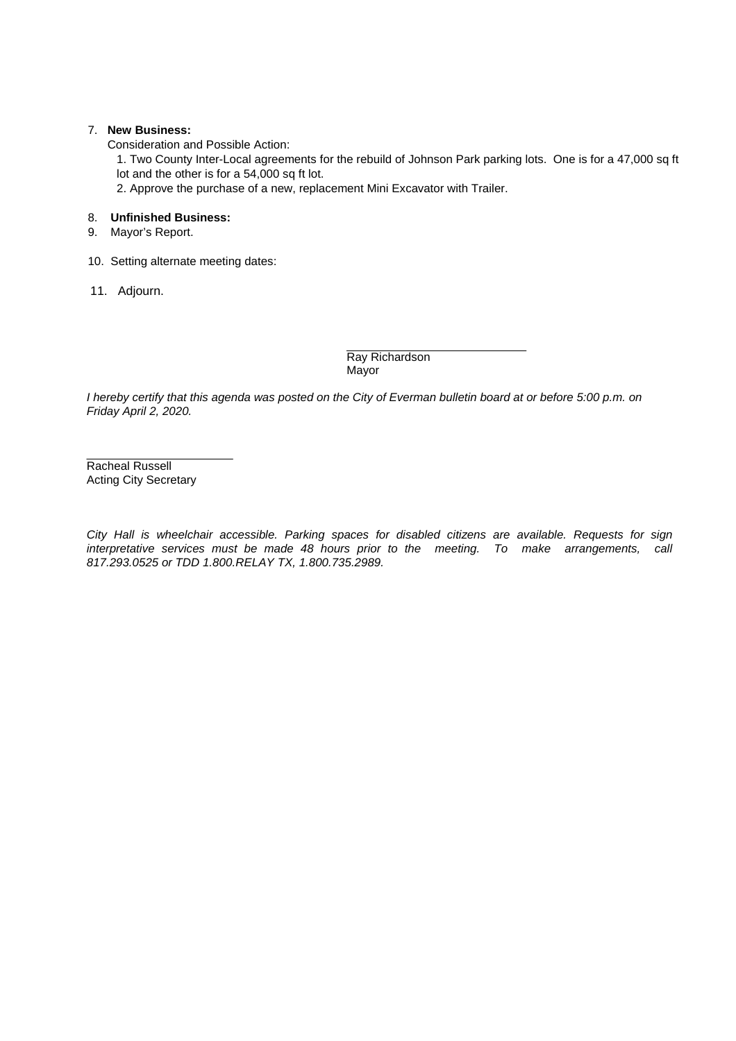7. **New Business:**

   Consideration and Possible Action:

   1. Two County Inter-Local agreements for the rebuild of Johnson Park parking lots. One is for a 47,000 sq ft lot and the other is for a 54,000 sq ft lot.
   2. Approve the purchase of a new, replacement Mini Excavator with Trailer.

8. **Unfinished Business:**
9. Mayor's Report.
10. Setting alternate meeting dates:
11. Adjourn.

\_\_\_\_\_\_\_\_\_\_\_\_\_\_\_\_\_\_\_\_\_\_\_\_\_\_\_\_

Ray Richardson
Mayor

*I hereby certify that this agenda was posted on the City of Everman bulletin board at or before 5:00 p.m. on Friday April 2, 2020.*

\_\_\_\_\_\_\_\_\_\_\_\_\_\_\_\_\_\_\_\_\_\_\_\_

Racheal Russell
Acting City Secretary

*City Hall is wheelchair accessible. Parking spaces for disabled citizens are available. Requests for sign interpretative services must be made 48 hours prior to the meeting. To make arrangements, call 817.293.0525 or TDD 1.800.RELAY TX, 1.800.735.2989.*